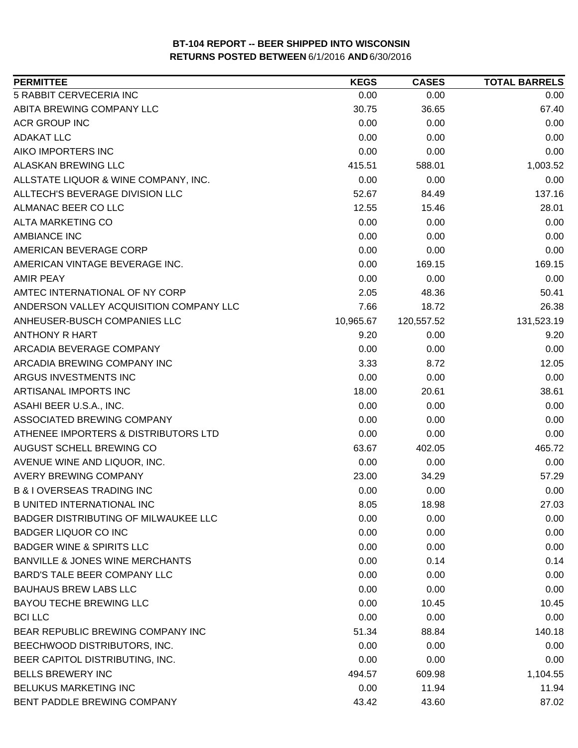**BT-104 REPORT -- BEER SHIPPED INTO WISCONSIN**
**RETURNS POSTED BETWEEN 6/1/2016 AND 6/30/2016**

| PERMITTEE | KEGS | CASES | TOTAL BARRELS |
|---|---|---|---|
| 5 RABBIT CERVECERIA INC | 0.00 | 0.00 | 0.00 |
| ABITA BREWING COMPANY LLC | 30.75 | 36.65 | 67.40 |
| ACR GROUP INC | 0.00 | 0.00 | 0.00 |
| ADAKAT LLC | 0.00 | 0.00 | 0.00 |
| AIKO IMPORTERS INC | 0.00 | 0.00 | 0.00 |
| ALASKAN BREWING LLC | 415.51 | 588.01 | 1,003.52 |
| ALLSTATE LIQUOR & WINE COMPANY, INC. | 0.00 | 0.00 | 0.00 |
| ALLTECH'S BEVERAGE DIVISION LLC | 52.67 | 84.49 | 137.16 |
| ALMANAC BEER CO LLC | 12.55 | 15.46 | 28.01 |
| ALTA MARKETING CO | 0.00 | 0.00 | 0.00 |
| AMBIANCE INC | 0.00 | 0.00 | 0.00 |
| AMERICAN BEVERAGE CORP | 0.00 | 0.00 | 0.00 |
| AMERICAN VINTAGE BEVERAGE INC. | 0.00 | 169.15 | 169.15 |
| AMIR PEAY | 0.00 | 0.00 | 0.00 |
| AMTEC INTERNATIONAL OF NY CORP | 2.05 | 48.36 | 50.41 |
| ANDERSON VALLEY ACQUISITION COMPANY LLC | 7.66 | 18.72 | 26.38 |
| ANHEUSER-BUSCH COMPANIES LLC | 10,965.67 | 120,557.52 | 131,523.19 |
| ANTHONY R HART | 9.20 | 0.00 | 9.20 |
| ARCADIA BEVERAGE COMPANY | 0.00 | 0.00 | 0.00 |
| ARCADIA BREWING COMPANY INC | 3.33 | 8.72 | 12.05 |
| ARGUS INVESTMENTS INC | 0.00 | 0.00 | 0.00 |
| ARTISANAL IMPORTS INC | 18.00 | 20.61 | 38.61 |
| ASAHI BEER U.S.A., INC. | 0.00 | 0.00 | 0.00 |
| ASSOCIATED BREWING COMPANY | 0.00 | 0.00 | 0.00 |
| ATHENEE IMPORTERS & DISTRIBUTORS LTD | 0.00 | 0.00 | 0.00 |
| AUGUST SCHELL BREWING CO | 63.67 | 402.05 | 465.72 |
| AVENUE WINE AND LIQUOR, INC. | 0.00 | 0.00 | 0.00 |
| AVERY BREWING COMPANY | 23.00 | 34.29 | 57.29 |
| B & I OVERSEAS TRADING INC | 0.00 | 0.00 | 0.00 |
| B UNITED INTERNATIONAL INC | 8.05 | 18.98 | 27.03 |
| BADGER DISTRIBUTING OF MILWAUKEE LLC | 0.00 | 0.00 | 0.00 |
| BADGER LIQUOR CO INC | 0.00 | 0.00 | 0.00 |
| BADGER WINE & SPIRITS LLC | 0.00 | 0.00 | 0.00 |
| BANVILLE & JONES WINE MERCHANTS | 0.00 | 0.14 | 0.14 |
| BARD'S TALE BEER COMPANY LLC | 0.00 | 0.00 | 0.00 |
| BAUHAUS BREW LABS LLC | 0.00 | 0.00 | 0.00 |
| BAYOU TECHE BREWING LLC | 0.00 | 10.45 | 10.45 |
| BCI LLC | 0.00 | 0.00 | 0.00 |
| BEAR REPUBLIC BREWING COMPANY INC | 51.34 | 88.84 | 140.18 |
| BEECHWOOD DISTRIBUTORS, INC. | 0.00 | 0.00 | 0.00 |
| BEER CAPITOL DISTRIBUTING, INC. | 0.00 | 0.00 | 0.00 |
| BELLS BREWERY INC | 494.57 | 609.98 | 1,104.55 |
| BELUKUS MARKETING INC | 0.00 | 11.94 | 11.94 |
| BENT PADDLE BREWING COMPANY | 43.42 | 43.60 | 87.02 |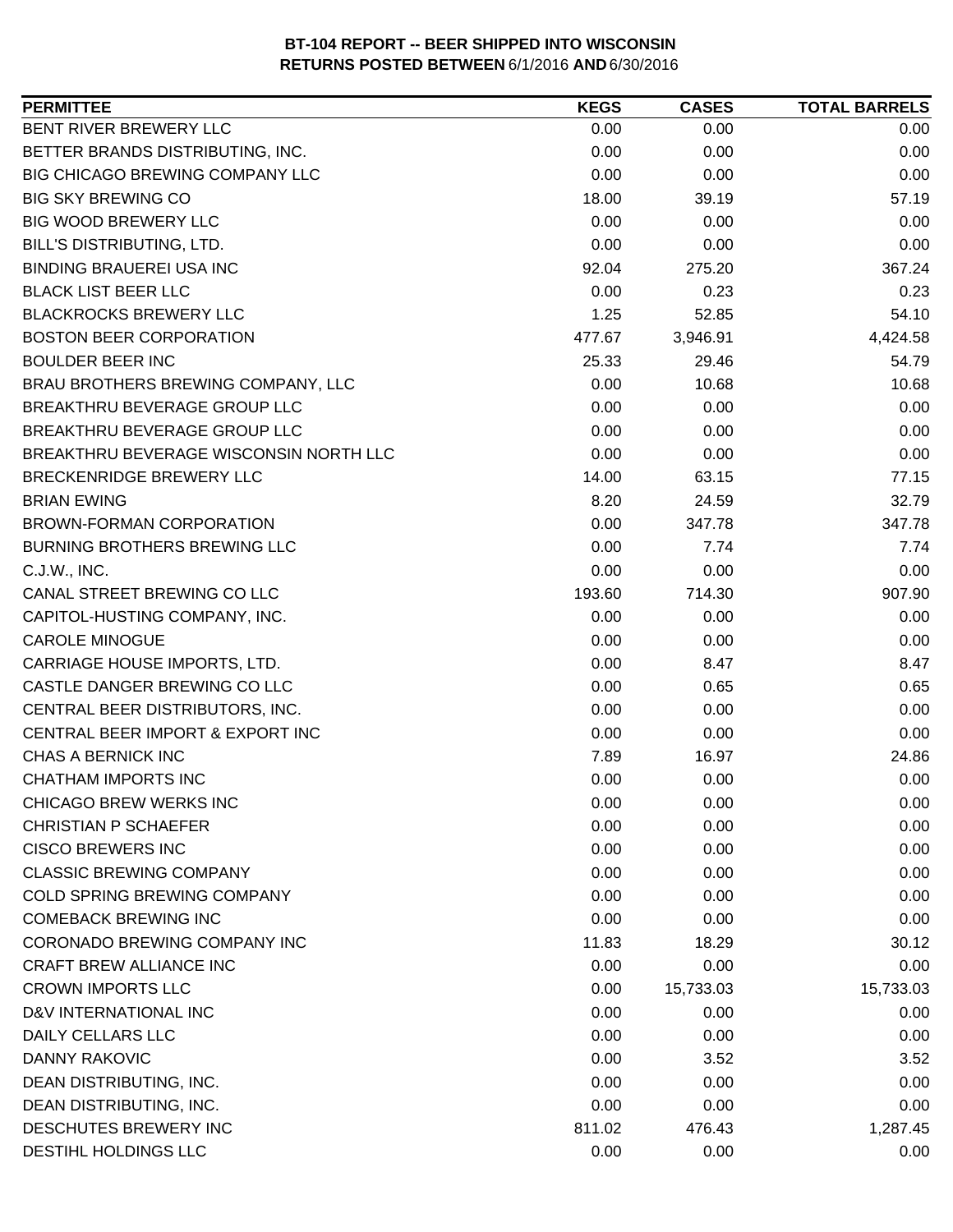**BT-104 REPORT -- BEER SHIPPED INTO WISCONSIN**
**RETURNS POSTED BETWEEN** 6/1/2016 **AND** 6/30/2016

| PERMITTEE | KEGS | CASES | TOTAL BARRELS |
|---|---|---|---|
| BENT RIVER BREWERY LLC | 0.00 | 0.00 | 0.00 |
| BETTER BRANDS DISTRIBUTING, INC. | 0.00 | 0.00 | 0.00 |
| BIG CHICAGO BREWING COMPANY LLC | 0.00 | 0.00 | 0.00 |
| BIG SKY BREWING CO | 18.00 | 39.19 | 57.19 |
| BIG WOOD BREWERY LLC | 0.00 | 0.00 | 0.00 |
| BILL'S DISTRIBUTING, LTD. | 0.00 | 0.00 | 0.00 |
| BINDING BRAUEREI USA INC | 92.04 | 275.20 | 367.24 |
| BLACK LIST BEER LLC | 0.00 | 0.23 | 0.23 |
| BLACKROCKS BREWERY LLC | 1.25 | 52.85 | 54.10 |
| BOSTON BEER CORPORATION | 477.67 | 3,946.91 | 4,424.58 |
| BOULDER BEER INC | 25.33 | 29.46 | 54.79 |
| BRAU BROTHERS BREWING COMPANY, LLC | 0.00 | 10.68 | 10.68 |
| BREAKTHRU BEVERAGE GROUP LLC | 0.00 | 0.00 | 0.00 |
| BREAKTHRU BEVERAGE GROUP LLC | 0.00 | 0.00 | 0.00 |
| BREAKTHRU BEVERAGE WISCONSIN NORTH LLC | 0.00 | 0.00 | 0.00 |
| BRECKENRIDGE BREWERY LLC | 14.00 | 63.15 | 77.15 |
| BRIAN EWING | 8.20 | 24.59 | 32.79 |
| BROWN-FORMAN CORPORATION | 0.00 | 347.78 | 347.78 |
| BURNING BROTHERS BREWING LLC | 0.00 | 7.74 | 7.74 |
| C.J.W., INC. | 0.00 | 0.00 | 0.00 |
| CANAL STREET BREWING CO LLC | 193.60 | 714.30 | 907.90 |
| CAPITOL-HUSTING COMPANY, INC. | 0.00 | 0.00 | 0.00 |
| CAROLE MINOGUE | 0.00 | 0.00 | 0.00 |
| CARRIAGE HOUSE IMPORTS, LTD. | 0.00 | 8.47 | 8.47 |
| CASTLE DANGER BREWING CO LLC | 0.00 | 0.65 | 0.65 |
| CENTRAL BEER DISTRIBUTORS, INC. | 0.00 | 0.00 | 0.00 |
| CENTRAL BEER IMPORT & EXPORT INC | 0.00 | 0.00 | 0.00 |
| CHAS A BERNICK INC | 7.89 | 16.97 | 24.86 |
| CHATHAM IMPORTS INC | 0.00 | 0.00 | 0.00 |
| CHICAGO BREW WERKS INC | 0.00 | 0.00 | 0.00 |
| CHRISTIAN P SCHAEFER | 0.00 | 0.00 | 0.00 |
| CISCO BREWERS INC | 0.00 | 0.00 | 0.00 |
| CLASSIC BREWING COMPANY | 0.00 | 0.00 | 0.00 |
| COLD SPRING BREWING COMPANY | 0.00 | 0.00 | 0.00 |
| COMEBACK BREWING INC | 0.00 | 0.00 | 0.00 |
| CORONADO BREWING COMPANY INC | 11.83 | 18.29 | 30.12 |
| CRAFT BREW ALLIANCE INC | 0.00 | 0.00 | 0.00 |
| CROWN IMPORTS LLC | 0.00 | 15,733.03 | 15,733.03 |
| D&V INTERNATIONAL INC | 0.00 | 0.00 | 0.00 |
| DAILY CELLARS LLC | 0.00 | 0.00 | 0.00 |
| DANNY RAKOVIC | 0.00 | 3.52 | 3.52 |
| DEAN DISTRIBUTING, INC. | 0.00 | 0.00 | 0.00 |
| DEAN DISTRIBUTING, INC. | 0.00 | 0.00 | 0.00 |
| DESCHUTES BREWERY INC | 811.02 | 476.43 | 1,287.45 |
| DESTIHL HOLDINGS LLC | 0.00 | 0.00 | 0.00 |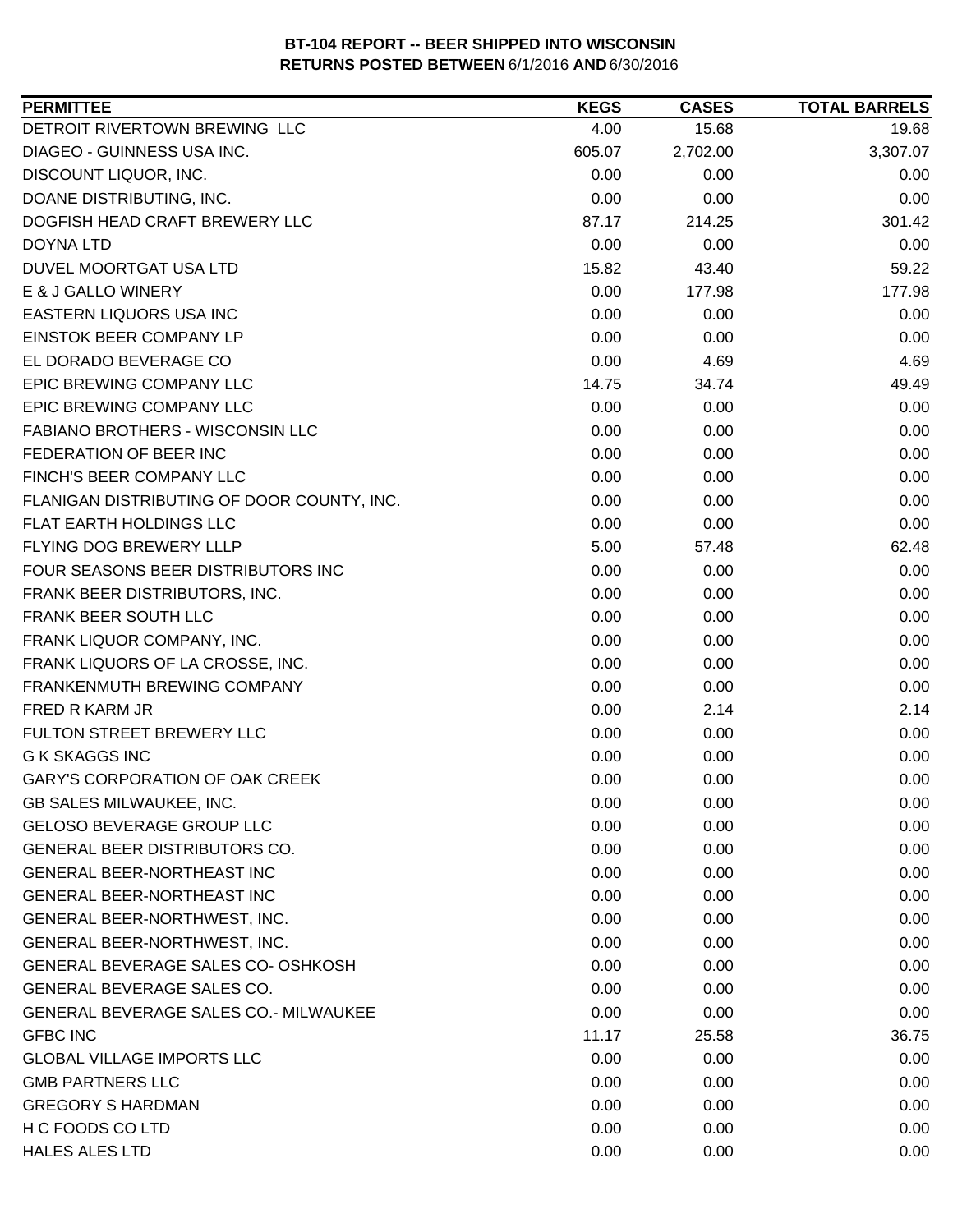**BT-104 REPORT -- BEER SHIPPED INTO WISCONSIN**
**RETURNS POSTED BETWEEN** 6/1/2016 **AND** 6/30/2016

| PERMITTEE | KEGS | CASES | TOTAL BARRELS |
|---|---|---|---|
| DETROIT RIVERTOWN BREWING LLC | 4.00 | 15.68 | 19.68 |
| DIAGEO - GUINNESS USA INC. | 605.07 | 2,702.00 | 3,307.07 |
| DISCOUNT LIQUOR, INC. | 0.00 | 0.00 | 0.00 |
| DOANE DISTRIBUTING, INC. | 0.00 | 0.00 | 0.00 |
| DOGFISH HEAD CRAFT BREWERY LLC | 87.17 | 214.25 | 301.42 |
| DOYNA LTD | 0.00 | 0.00 | 0.00 |
| DUVEL MOORTGAT USA LTD | 15.82 | 43.40 | 59.22 |
| E & J GALLO WINERY | 0.00 | 177.98 | 177.98 |
| EASTERN LIQUORS USA INC | 0.00 | 0.00 | 0.00 |
| EINSTOK BEER COMPANY LP | 0.00 | 0.00 | 0.00 |
| EL DORADO BEVERAGE CO | 0.00 | 4.69 | 4.69 |
| EPIC BREWING COMPANY LLC | 14.75 | 34.74 | 49.49 |
| EPIC BREWING COMPANY LLC | 0.00 | 0.00 | 0.00 |
| FABIANO BROTHERS - WISCONSIN LLC | 0.00 | 0.00 | 0.00 |
| FEDERATION OF BEER INC | 0.00 | 0.00 | 0.00 |
| FINCH'S BEER COMPANY LLC | 0.00 | 0.00 | 0.00 |
| FLANIGAN DISTRIBUTING OF DOOR COUNTY, INC. | 0.00 | 0.00 | 0.00 |
| FLAT EARTH HOLDINGS LLC | 0.00 | 0.00 | 0.00 |
| FLYING DOG BREWERY LLLP | 5.00 | 57.48 | 62.48 |
| FOUR SEASONS BEER DISTRIBUTORS INC | 0.00 | 0.00 | 0.00 |
| FRANK BEER DISTRIBUTORS, INC. | 0.00 | 0.00 | 0.00 |
| FRANK BEER SOUTH LLC | 0.00 | 0.00 | 0.00 |
| FRANK LIQUOR COMPANY, INC. | 0.00 | 0.00 | 0.00 |
| FRANK LIQUORS OF LA CROSSE, INC. | 0.00 | 0.00 | 0.00 |
| FRANKENMUTH BREWING COMPANY | 0.00 | 0.00 | 0.00 |
| FRED R KARM JR | 0.00 | 2.14 | 2.14 |
| FULTON STREET BREWERY LLC | 0.00 | 0.00 | 0.00 |
| G K SKAGGS INC | 0.00 | 0.00 | 0.00 |
| GARY'S CORPORATION OF OAK CREEK | 0.00 | 0.00 | 0.00 |
| GB SALES MILWAUKEE, INC. | 0.00 | 0.00 | 0.00 |
| GELOSO BEVERAGE GROUP LLC | 0.00 | 0.00 | 0.00 |
| GENERAL BEER DISTRIBUTORS CO. | 0.00 | 0.00 | 0.00 |
| GENERAL BEER-NORTHEAST INC | 0.00 | 0.00 | 0.00 |
| GENERAL BEER-NORTHEAST INC | 0.00 | 0.00 | 0.00 |
| GENERAL BEER-NORTHWEST, INC. | 0.00 | 0.00 | 0.00 |
| GENERAL BEER-NORTHWEST, INC. | 0.00 | 0.00 | 0.00 |
| GENERAL BEVERAGE SALES CO- OSHKOSH | 0.00 | 0.00 | 0.00 |
| GENERAL BEVERAGE SALES CO. | 0.00 | 0.00 | 0.00 |
| GENERAL BEVERAGE SALES CO.- MILWAUKEE | 0.00 | 0.00 | 0.00 |
| GFBC INC | 11.17 | 25.58 | 36.75 |
| GLOBAL VILLAGE IMPORTS LLC | 0.00 | 0.00 | 0.00 |
| GMB PARTNERS LLC | 0.00 | 0.00 | 0.00 |
| GREGORY S HARDMAN | 0.00 | 0.00 | 0.00 |
| H C FOODS CO LTD | 0.00 | 0.00 | 0.00 |
| HALES ALES LTD | 0.00 | 0.00 | 0.00 |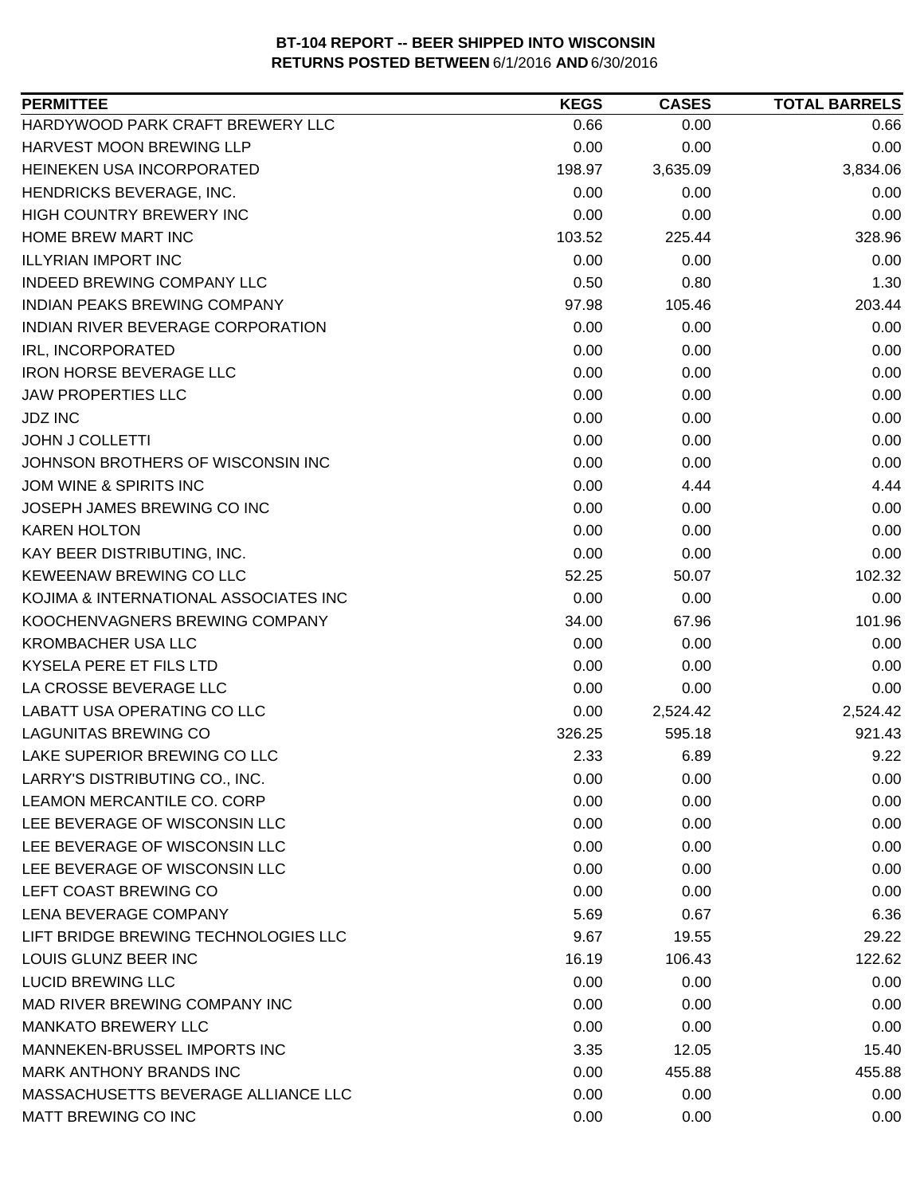**BT-104 REPORT -- BEER SHIPPED INTO WISCONSIN**
**RETURNS POSTED BETWEEN** 6/1/2016 **AND** 6/30/2016

| PERMITTEE | KEGS | CASES | TOTAL BARRELS |
|---|---|---|---|
| HARDYWOOD PARK CRAFT BREWERY LLC | 0.66 | 0.00 | 0.66 |
| HARVEST MOON BREWING LLP | 0.00 | 0.00 | 0.00 |
| HEINEKEN USA INCORPORATED | 198.97 | 3,635.09 | 3,834.06 |
| HENDRICKS BEVERAGE, INC. | 0.00 | 0.00 | 0.00 |
| HIGH COUNTRY BREWERY INC | 0.00 | 0.00 | 0.00 |
| HOME BREW MART INC | 103.52 | 225.44 | 328.96 |
| ILLYRIAN IMPORT INC | 0.00 | 0.00 | 0.00 |
| INDEED BREWING COMPANY LLC | 0.50 | 0.80 | 1.30 |
| INDIAN PEAKS BREWING COMPANY | 97.98 | 105.46 | 203.44 |
| INDIAN RIVER BEVERAGE CORPORATION | 0.00 | 0.00 | 0.00 |
| IRL, INCORPORATED | 0.00 | 0.00 | 0.00 |
| IRON HORSE BEVERAGE LLC | 0.00 | 0.00 | 0.00 |
| JAW PROPERTIES LLC | 0.00 | 0.00 | 0.00 |
| JDZ INC | 0.00 | 0.00 | 0.00 |
| JOHN J COLLETTI | 0.00 | 0.00 | 0.00 |
| JOHNSON BROTHERS OF WISCONSIN INC | 0.00 | 0.00 | 0.00 |
| JOM WINE & SPIRITS INC | 0.00 | 4.44 | 4.44 |
| JOSEPH JAMES BREWING CO INC | 0.00 | 0.00 | 0.00 |
| KAREN HOLTON | 0.00 | 0.00 | 0.00 |
| KAY BEER DISTRIBUTING, INC. | 0.00 | 0.00 | 0.00 |
| KEWEENAW BREWING CO LLC | 52.25 | 50.07 | 102.32 |
| KOJIMA & INTERNATIONAL ASSOCIATES INC | 0.00 | 0.00 | 0.00 |
| KOOCHENVAGNERS BREWING COMPANY | 34.00 | 67.96 | 101.96 |
| KROMBACHER USA LLC | 0.00 | 0.00 | 0.00 |
| KYSELA PERE ET FILS LTD | 0.00 | 0.00 | 0.00 |
| LA CROSSE BEVERAGE LLC | 0.00 | 0.00 | 0.00 |
| LABATT USA OPERATING CO LLC | 0.00 | 2,524.42 | 2,524.42 |
| LAGUNITAS BREWING CO | 326.25 | 595.18 | 921.43 |
| LAKE SUPERIOR BREWING CO LLC | 2.33 | 6.89 | 9.22 |
| LARRY'S DISTRIBUTING CO., INC. | 0.00 | 0.00 | 0.00 |
| LEAMON MERCANTILE CO. CORP | 0.00 | 0.00 | 0.00 |
| LEE BEVERAGE OF WISCONSIN LLC | 0.00 | 0.00 | 0.00 |
| LEE BEVERAGE OF WISCONSIN LLC | 0.00 | 0.00 | 0.00 |
| LEE BEVERAGE OF WISCONSIN LLC | 0.00 | 0.00 | 0.00 |
| LEFT COAST BREWING CO | 0.00 | 0.00 | 0.00 |
| LENA BEVERAGE COMPANY | 5.69 | 0.67 | 6.36 |
| LIFT BRIDGE BREWING TECHNOLOGIES LLC | 9.67 | 19.55 | 29.22 |
| LOUIS GLUNZ BEER INC | 16.19 | 106.43 | 122.62 |
| LUCID BREWING LLC | 0.00 | 0.00 | 0.00 |
| MAD RIVER BREWING COMPANY INC | 0.00 | 0.00 | 0.00 |
| MANKATO BREWERY LLC | 0.00 | 0.00 | 0.00 |
| MANNEKEN-BRUSSEL IMPORTS INC | 3.35 | 12.05 | 15.40 |
| MARK ANTHONY BRANDS INC | 0.00 | 455.88 | 455.88 |
| MASSACHUSETTS BEVERAGE ALLIANCE LLC | 0.00 | 0.00 | 0.00 |
| MATT BREWING CO INC | 0.00 | 0.00 | 0.00 |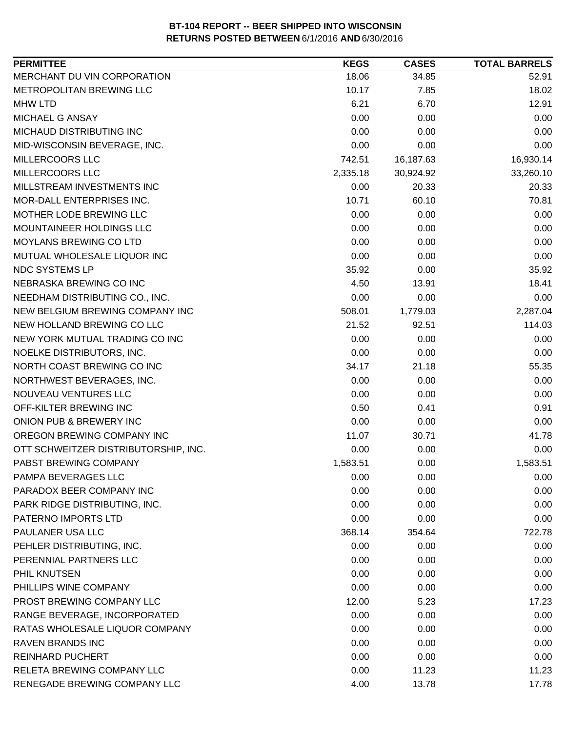**BT-104 REPORT -- BEER SHIPPED INTO WISCONSIN**
**RETURNS POSTED BETWEEN 6/1/2016 AND 6/30/2016**

| PERMITTEE | KEGS | CASES | TOTAL BARRELS |
|---|---|---|---|
| MERCHANT DU VIN CORPORATION | 18.06 | 34.85 | 52.91 |
| METROPOLITAN BREWING LLC | 10.17 | 7.85 | 18.02 |
| MHW LTD | 6.21 | 6.70 | 12.91 |
| MICHAEL G ANSAY | 0.00 | 0.00 | 0.00 |
| MICHAUD DISTRIBUTING INC | 0.00 | 0.00 | 0.00 |
| MID-WISCONSIN BEVERAGE, INC. | 0.00 | 0.00 | 0.00 |
| MILLERCOORS LLC | 742.51 | 16,187.63 | 16,930.14 |
| MILLERCOORS LLC | 2,335.18 | 30,924.92 | 33,260.10 |
| MILLSTREAM INVESTMENTS INC | 0.00 | 20.33 | 20.33 |
| MOR-DALL ENTERPRISES INC. | 10.71 | 60.10 | 70.81 |
| MOTHER LODE BREWING LLC | 0.00 | 0.00 | 0.00 |
| MOUNTAINEER HOLDINGS LLC | 0.00 | 0.00 | 0.00 |
| MOYLANS BREWING CO LTD | 0.00 | 0.00 | 0.00 |
| MUTUAL WHOLESALE LIQUOR INC | 0.00 | 0.00 | 0.00 |
| NDC SYSTEMS LP | 35.92 | 0.00 | 35.92 |
| NEBRASKA BREWING CO INC | 4.50 | 13.91 | 18.41 |
| NEEDHAM DISTRIBUTING CO., INC. | 0.00 | 0.00 | 0.00 |
| NEW BELGIUM BREWING COMPANY INC | 508.01 | 1,779.03 | 2,287.04 |
| NEW HOLLAND BREWING CO LLC | 21.52 | 92.51 | 114.03 |
| NEW YORK MUTUAL TRADING CO INC | 0.00 | 0.00 | 0.00 |
| NOELKE DISTRIBUTORS, INC. | 0.00 | 0.00 | 0.00 |
| NORTH COAST BREWING CO INC | 34.17 | 21.18 | 55.35 |
| NORTHWEST BEVERAGES, INC. | 0.00 | 0.00 | 0.00 |
| NOUVEAU VENTURES LLC | 0.00 | 0.00 | 0.00 |
| OFF-KILTER BREWING INC | 0.50 | 0.41 | 0.91 |
| ONION PUB & BREWERY INC | 0.00 | 0.00 | 0.00 |
| OREGON BREWING COMPANY INC | 11.07 | 30.71 | 41.78 |
| OTT SCHWEITZER DISTRIBUTORSHIP, INC. | 0.00 | 0.00 | 0.00 |
| PABST BREWING COMPANY | 1,583.51 | 0.00 | 1,583.51 |
| PAMPA BEVERAGES LLC | 0.00 | 0.00 | 0.00 |
| PARADOX BEER COMPANY INC | 0.00 | 0.00 | 0.00 |
| PARK RIDGE DISTRIBUTING, INC. | 0.00 | 0.00 | 0.00 |
| PATERNO IMPORTS LTD | 0.00 | 0.00 | 0.00 |
| PAULANER USA LLC | 368.14 | 354.64 | 722.78 |
| PEHLER DISTRIBUTING, INC. | 0.00 | 0.00 | 0.00 |
| PERENNIAL PARTNERS LLC | 0.00 | 0.00 | 0.00 |
| PHIL KNUTSEN | 0.00 | 0.00 | 0.00 |
| PHILLIPS WINE COMPANY | 0.00 | 0.00 | 0.00 |
| PROST BREWING COMPANY LLC | 12.00 | 5.23 | 17.23 |
| RANGE BEVERAGE, INCORPORATED | 0.00 | 0.00 | 0.00 |
| RATAS WHOLESALE LIQUOR COMPANY | 0.00 | 0.00 | 0.00 |
| RAVEN BRANDS INC | 0.00 | 0.00 | 0.00 |
| REINHARD PUCHERT | 0.00 | 0.00 | 0.00 |
| RELETA BREWING COMPANY LLC | 0.00 | 11.23 | 11.23 |
| RENEGADE BREWING COMPANY LLC | 4.00 | 13.78 | 17.78 |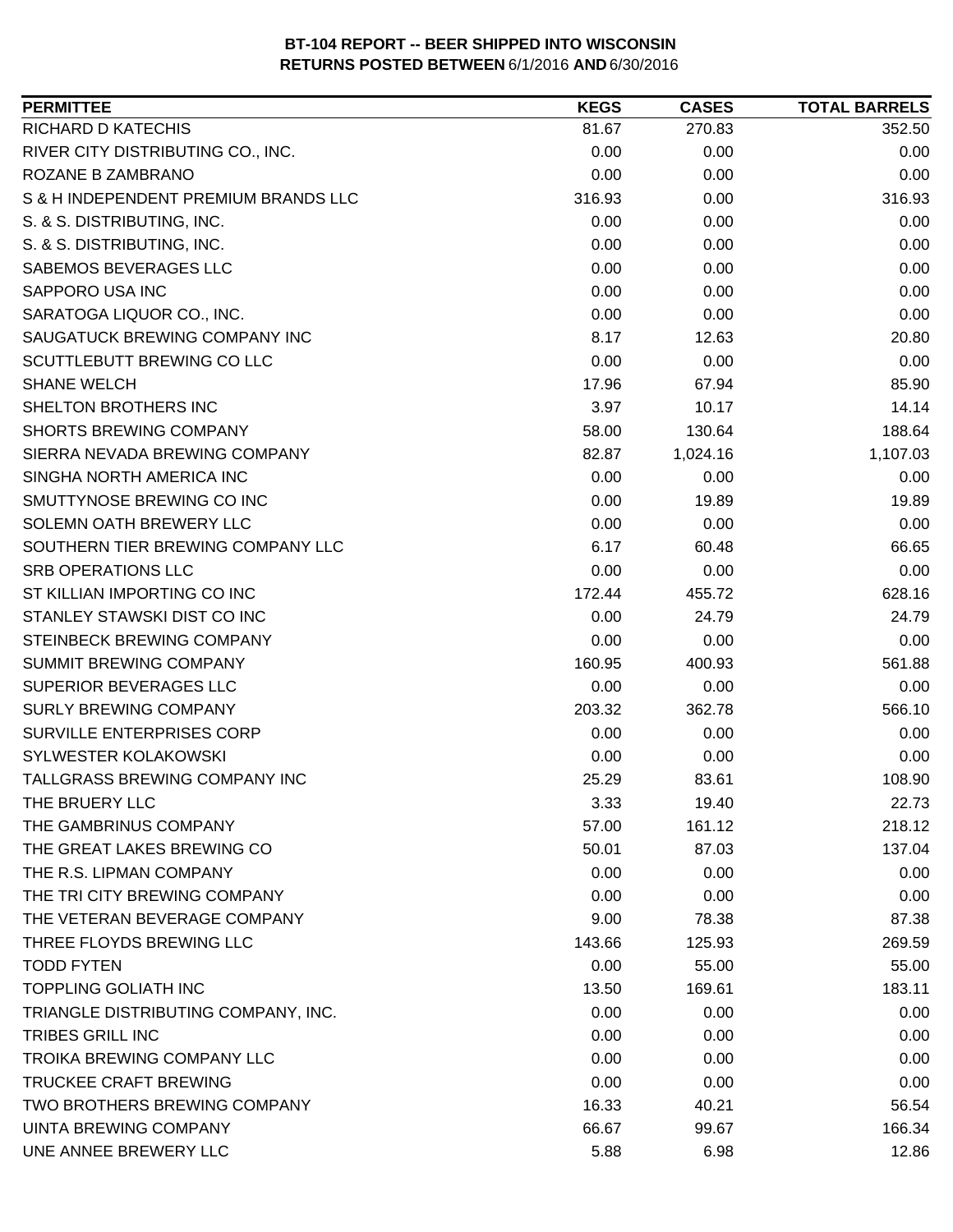**BT-104 REPORT -- BEER SHIPPED INTO WISCONSIN**
**RETURNS POSTED BETWEEN** 6/1/2016 **AND** 6/30/2016

| PERMITTEE | KEGS | CASES | TOTAL BARRELS |
| --- | --- | --- | --- |
| RICHARD D KATECHIS | 81.67 | 270.83 | 352.50 |
| RIVER CITY DISTRIBUTING CO., INC. | 0.00 | 0.00 | 0.00 |
| ROZANE B ZAMBRANO | 0.00 | 0.00 | 0.00 |
| S & H INDEPENDENT PREMIUM BRANDS LLC | 316.93 | 0.00 | 316.93 |
| S. & S. DISTRIBUTING, INC. | 0.00 | 0.00 | 0.00 |
| S. & S. DISTRIBUTING, INC. | 0.00 | 0.00 | 0.00 |
| SABEMOS BEVERAGES LLC | 0.00 | 0.00 | 0.00 |
| SAPPORO USA INC | 0.00 | 0.00 | 0.00 |
| SARATOGA LIQUOR CO., INC. | 0.00 | 0.00 | 0.00 |
| SAUGATUCK BREWING COMPANY INC | 8.17 | 12.63 | 20.80 |
| SCUTTLEBUTT BREWING CO LLC | 0.00 | 0.00 | 0.00 |
| SHANE WELCH | 17.96 | 67.94 | 85.90 |
| SHELTON BROTHERS INC | 3.97 | 10.17 | 14.14 |
| SHORTS BREWING COMPANY | 58.00 | 130.64 | 188.64 |
| SIERRA NEVADA BREWING COMPANY | 82.87 | 1,024.16 | 1,107.03 |
| SINGHA NORTH AMERICA INC | 0.00 | 0.00 | 0.00 |
| SMUTTYNOSE BREWING CO INC | 0.00 | 19.89 | 19.89 |
| SOLEMN OATH BREWERY LLC | 0.00 | 0.00 | 0.00 |
| SOUTHERN TIER BREWING COMPANY LLC | 6.17 | 60.48 | 66.65 |
| SRB OPERATIONS LLC | 0.00 | 0.00 | 0.00 |
| ST KILLIAN IMPORTING CO INC | 172.44 | 455.72 | 628.16 |
| STANLEY STAWSKI DIST CO INC | 0.00 | 24.79 | 24.79 |
| STEINBECK BREWING COMPANY | 0.00 | 0.00 | 0.00 |
| SUMMIT BREWING COMPANY | 160.95 | 400.93 | 561.88 |
| SUPERIOR BEVERAGES LLC | 0.00 | 0.00 | 0.00 |
| SURLY BREWING COMPANY | 203.32 | 362.78 | 566.10 |
| SURVILLE ENTERPRISES CORP | 0.00 | 0.00 | 0.00 |
| SYLWESTER KOLAKOWSKI | 0.00 | 0.00 | 0.00 |
| TALLGRASS BREWING COMPANY INC | 25.29 | 83.61 | 108.90 |
| THE BRUERY LLC | 3.33 | 19.40 | 22.73 |
| THE GAMBRINUS COMPANY | 57.00 | 161.12 | 218.12 |
| THE GREAT LAKES BREWING CO | 50.01 | 87.03 | 137.04 |
| THE R.S. LIPMAN COMPANY | 0.00 | 0.00 | 0.00 |
| THE TRI CITY BREWING COMPANY | 0.00 | 0.00 | 0.00 |
| THE VETERAN BEVERAGE COMPANY | 9.00 | 78.38 | 87.38 |
| THREE FLOYDS BREWING LLC | 143.66 | 125.93 | 269.59 |
| TODD FYTEN | 0.00 | 55.00 | 55.00 |
| TOPPLING GOLIATH INC | 13.50 | 169.61 | 183.11 |
| TRIANGLE DISTRIBUTING COMPANY, INC. | 0.00 | 0.00 | 0.00 |
| TRIBES GRILL INC | 0.00 | 0.00 | 0.00 |
| TROIKA BREWING COMPANY LLC | 0.00 | 0.00 | 0.00 |
| TRUCKEE CRAFT BREWING | 0.00 | 0.00 | 0.00 |
| TWO BROTHERS BREWING COMPANY | 16.33 | 40.21 | 56.54 |
| UINTA BREWING COMPANY | 66.67 | 99.67 | 166.34 |
| UNE ANNEE BREWERY LLC | 5.88 | 6.98 | 12.86 |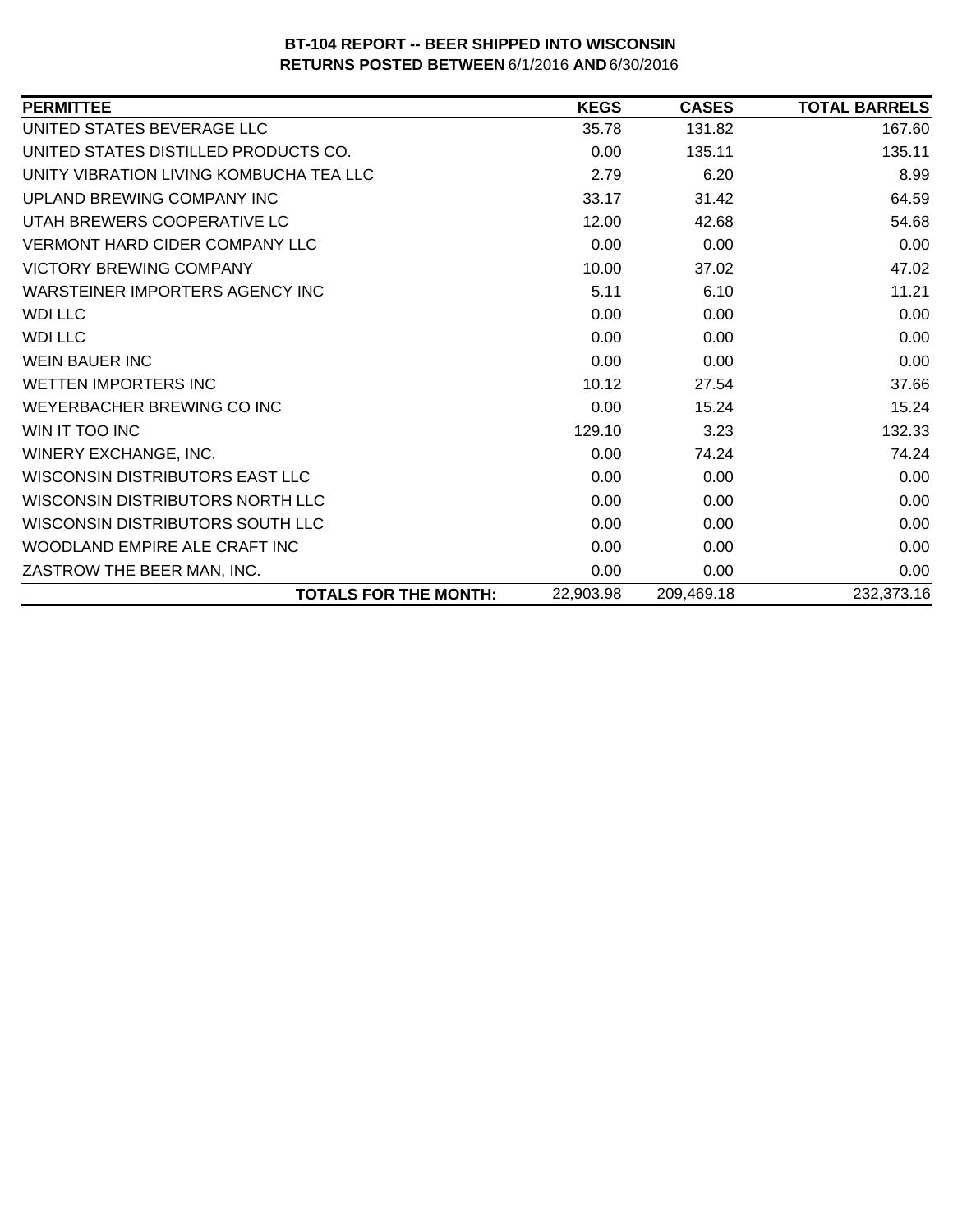**BT-104 REPORT -- BEER SHIPPED INTO WISCONSIN**
**RETURNS POSTED BETWEEN** 6/1/2016 **AND** 6/30/2016

| PERMITTEE | KEGS | CASES | TOTAL BARRELS |
|---|---|---|---|
| UNITED STATES BEVERAGE LLC | 35.78 | 131.82 | 167.60 |
| UNITED STATES DISTILLED PRODUCTS CO. | 0.00 | 135.11 | 135.11 |
| UNITY VIBRATION LIVING KOMBUCHA TEA LLC | 2.79 | 6.20 | 8.99 |
| UPLAND BREWING COMPANY INC | 33.17 | 31.42 | 64.59 |
| UTAH BREWERS COOPERATIVE LC | 12.00 | 42.68 | 54.68 |
| VERMONT HARD CIDER COMPANY LLC | 0.00 | 0.00 | 0.00 |
| VICTORY BREWING COMPANY | 10.00 | 37.02 | 47.02 |
| WARSTEINER IMPORTERS AGENCY INC | 5.11 | 6.10 | 11.21 |
| WDI LLC | 0.00 | 0.00 | 0.00 |
| WDI LLC | 0.00 | 0.00 | 0.00 |
| WEIN BAUER INC | 0.00 | 0.00 | 0.00 |
| WETTEN IMPORTERS INC | 10.12 | 27.54 | 37.66 |
| WEYERBACHER BREWING CO INC | 0.00 | 15.24 | 15.24 |
| WIN IT TOO INC | 129.10 | 3.23 | 132.33 |
| WINERY EXCHANGE, INC. | 0.00 | 74.24 | 74.24 |
| WISCONSIN DISTRIBUTORS EAST LLC | 0.00 | 0.00 | 0.00 |
| WISCONSIN DISTRIBUTORS NORTH LLC | 0.00 | 0.00 | 0.00 |
| WISCONSIN DISTRIBUTORS SOUTH LLC | 0.00 | 0.00 | 0.00 |
| WOODLAND EMPIRE ALE CRAFT INC | 0.00 | 0.00 | 0.00 |
| ZASTROW THE BEER MAN, INC. | 0.00 | 0.00 | 0.00 |
| **TOTALS FOR THE MONTH:** | 22,903.98 | 209,469.18 | 232,373.16 |